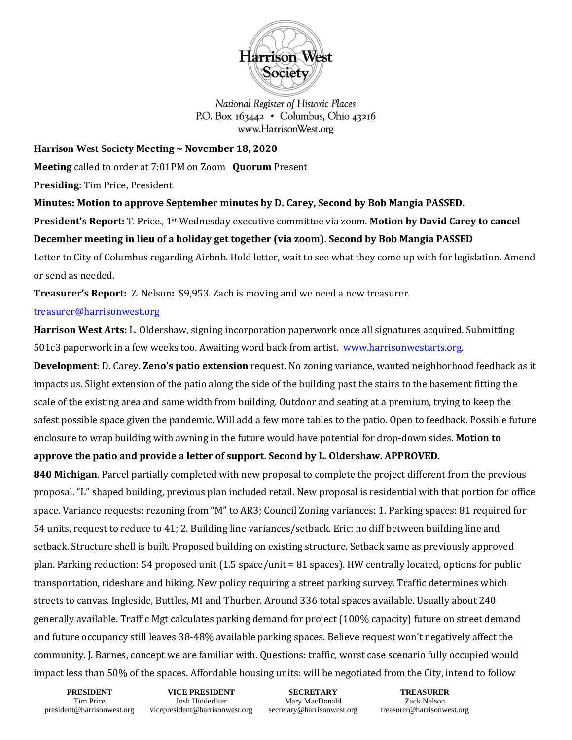Harrison West Society

*National Register of Historic Places*
P.O. Box 163442 • Columbus, Ohio 43216
www.HarrisonWest.org

**Harrison West Society Meeting ~ November 18, 2020**

**Meeting** called to order at 7:01PM on Zoom **Quorum** Present

**Presiding**: Tim Price, President

**Minutes: Motion to approve September minutes by D. Carey, Second by Bob Mangia PASSED.**

**President's Report:** T. Price., 1st Wednesday executive committee via zoom. **Motion by David Carey to cancel December meeting in lieu of a holiday get together (via zoom). Second by Bob Mangia PASSED**

Letter to City of Columbus regarding Airbnb. Hold letter, wait to see what they come up with for legislation. Amend or send as needed.

**Treasurer's Report:** Z. Nelson**:** $9,953. Zach is moving and we need a new treasurer.
treasurer@harrisonwest.org

**Harrison West Arts:** L. Oldershaw, signing incorporation paperwork once all signatures acquired. Submitting 501c3 paperwork in a few weeks too. Awaiting word back from artist. www.harrisonwestarts.org.

**Development**: D. Carey. **Zeno's patio extension** request. No zoning variance, wanted neighborhood feedback as it impacts us. Slight extension of the patio along the side of the building past the stairs to the basement fitting the scale of the existing area and same width from building. Outdoor and seating at a premium, trying to keep the safest possible space given the pandemic. Will add a few more tables to the patio. Open to feedback. Possible future enclosure to wrap building with awning in the future would have potential for drop-down sides. **Motion to approve the patio and provide a letter of support. Second by L. Oldershaw. APPROVED.**

**840 Michigan**. Parcel partially completed with new proposal to complete the project different from the previous proposal. "L" shaped building, previous plan included retail. New proposal is residential with that portion for office space. Variance requests: rezoning from "M" to AR3; Council Zoning variances: 1. Parking spaces: 81 required for 54 units, request to reduce to 41; 2. Building line variances/setback. Eric: no diff between building line and setback. Structure shell is built. Proposed building on existing structure. Setback same as previously approved plan. Parking reduction: 54 proposed unit (1.5 space/unit = 81 spaces). HW centrally located, options for public transportation, rideshare and biking. New policy requiring a street parking survey. Traffic determines which streets to canvas. Ingleside, Buttles, MI and Thurber. Around 336 total spaces available. Usually about 240 generally available. Traffic Mgt calculates parking demand for project (100% capacity) future on street demand and future occupancy still leaves 38-48% available parking spaces. Believe request won't negatively affect the community. J. Barnes, concept we are familiar with. Questions: traffic, worst case scenario fully occupied would impact less than 50% of the spaces. Affordable housing units: will be negotiated from the City, intend to follow

| PRESIDENT | VICE PRESIDENT | SECRETARY | TREASURER |
|---|---|---|---|
| Tim Price | Josh Hinderliter | Mary MacDonald | Zack Nelson |
| president@harrisonwest.org | vicepresident@harrisonwest.org | secretary@harrisonwest.org | treasurer@harrisonwest.org |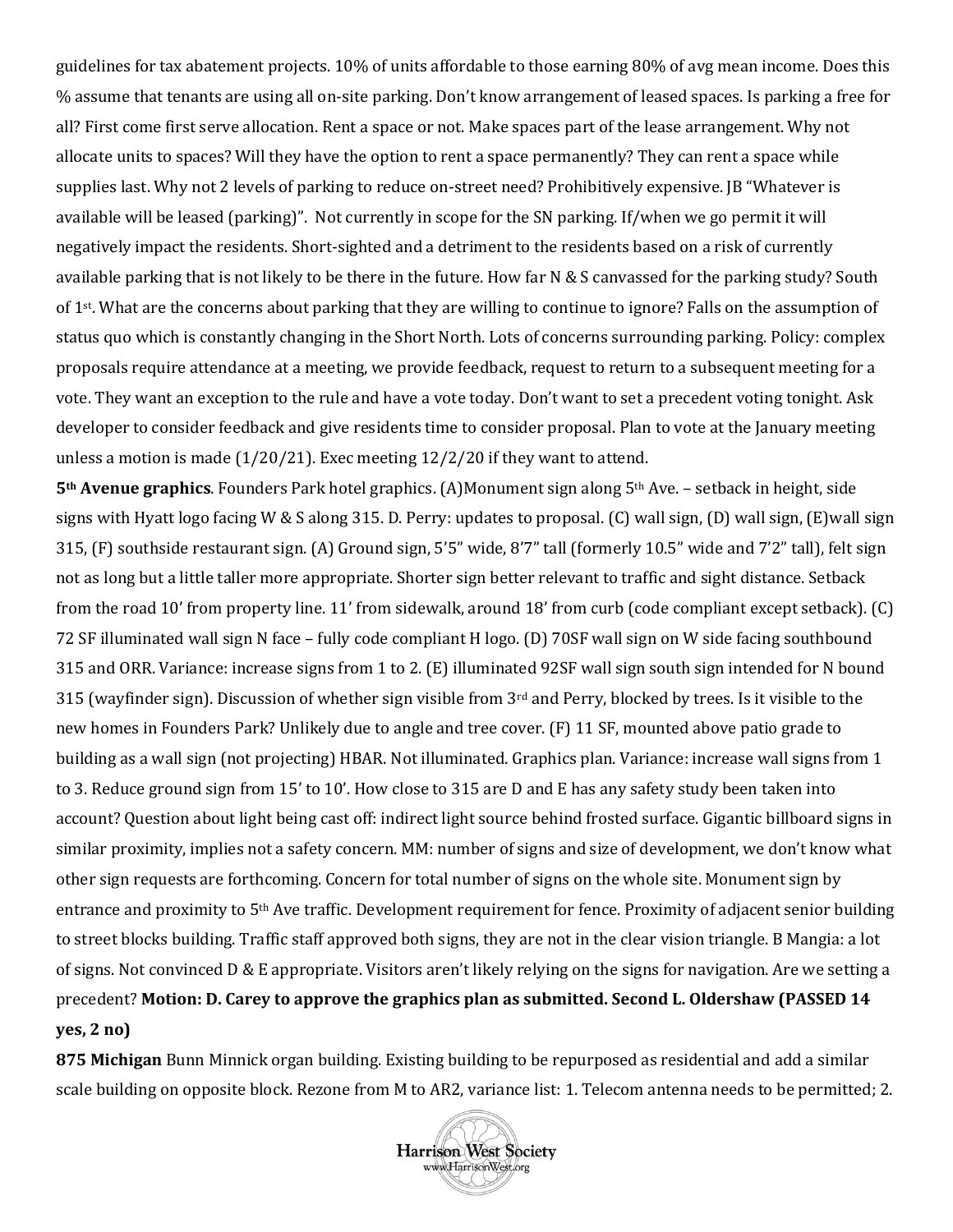guidelines for tax abatement projects. 10% of units affordable to those earning 80% of avg mean income. Does this % assume that tenants are using all on-site parking. Don't know arrangement of leased spaces. Is parking a free for all? First come first serve allocation. Rent a space or not. Make spaces part of the lease arrangement. Why not allocate units to spaces? Will they have the option to rent a space permanently? They can rent a space while supplies last. Why not 2 levels of parking to reduce on-street need? Prohibitively expensive. JB "Whatever is available will be leased (parking)". Not currently in scope for the SN parking. If/when we go permit it will negatively impact the residents. Short-sighted and a detriment to the residents based on a risk of currently available parking that is not likely to be there in the future. How far N & S canvassed for the parking study? South of 1st. What are the concerns about parking that they are willing to continue to ignore? Falls on the assumption of status quo which is constantly changing in the Short North. Lots of concerns surrounding parking. Policy: complex proposals require attendance at a meeting, we provide feedback, request to return to a subsequent meeting for a vote. They want an exception to the rule and have a vote today. Don't want to set a precedent voting tonight. Ask developer to consider feedback and give residents time to consider proposal. Plan to vote at the January meeting unless a motion is made (1/20/21). Exec meeting 12/2/20 if they want to attend.

**5th Avenue graphics**. Founders Park hotel graphics. (A)Monument sign along 5th Ave. – setback in height, side signs with Hyatt logo facing W & S along 315. D. Perry: updates to proposal. (C) wall sign, (D) wall sign, (E)wall sign 315, (F) southside restaurant sign. (A) Ground sign, 5'5" wide, 8'7" tall (formerly 10.5" wide and 7'2" tall), felt sign not as long but a little taller more appropriate. Shorter sign better relevant to traffic and sight distance. Setback from the road 10' from property line. 11' from sidewalk, around 18' from curb (code compliant except setback). (C) 72 SF illuminated wall sign N face – fully code compliant H logo. (D) 70SF wall sign on W side facing southbound 315 and ORR. Variance: increase signs from 1 to 2. (E) illuminated 92SF wall sign south sign intended for N bound 315 (wayfinder sign). Discussion of whether sign visible from 3rd and Perry, blocked by trees. Is it visible to the new homes in Founders Park? Unlikely due to angle and tree cover. (F) 11 SF, mounted above patio grade to building as a wall sign (not projecting) HBAR. Not illuminated. Graphics plan. Variance: increase wall signs from 1 to 3. Reduce ground sign from 15' to 10'. How close to 315 are D and E has any safety study been taken into account? Question about light being cast off: indirect light source behind frosted surface. Gigantic billboard signs in similar proximity, implies not a safety concern. MM: number of signs and size of development, we don't know what other sign requests are forthcoming. Concern for total number of signs on the whole site. Monument sign by entrance and proximity to 5th Ave traffic. Development requirement for fence. Proximity of adjacent senior building to street blocks building. Traffic staff approved both signs, they are not in the clear vision triangle. B Mangia: a lot of signs. Not convinced D & E appropriate. Visitors aren't likely relying on the signs for navigation. Are we setting a precedent? **Motion: D. Carey to approve the graphics plan as submitted. Second L. Oldershaw (PASSED 14 yes, 2 no)**

**875 Michigan** Bunn Minnick organ building. Existing building to be repurposed as residential and add a similar scale building on opposite block. Rezone from M to AR2, variance list: 1. Telecom antenna needs to be permitted; 2.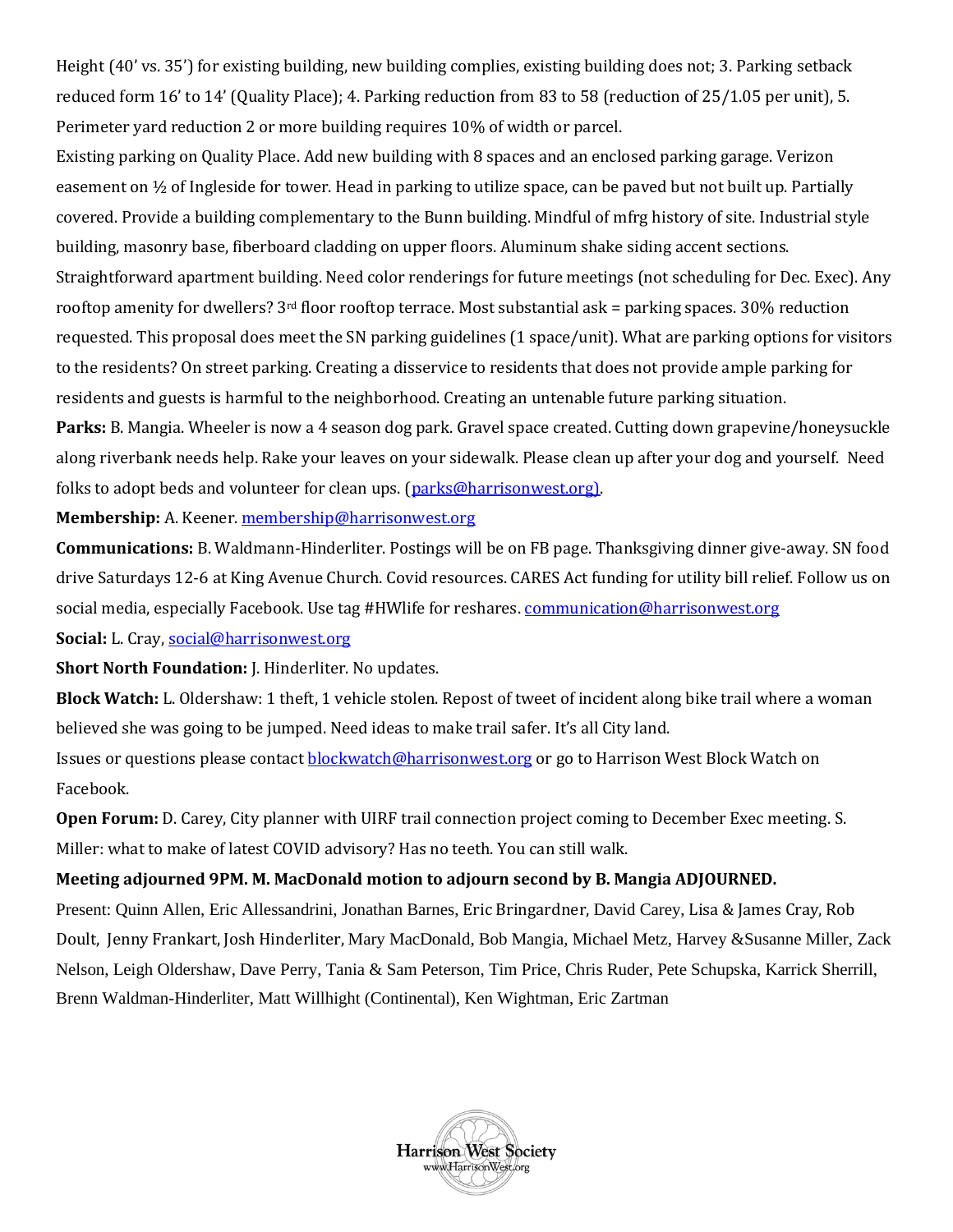Height (40' vs. 35') for existing building, new building complies, existing building does not; 3. Parking setback reduced form 16' to 14' (Quality Place); 4. Parking reduction from 83 to 58 (reduction of 25/1.05 per unit), 5. Perimeter yard reduction 2 or more building requires 10% of width or parcel.

Existing parking on Quality Place. Add new building with 8 spaces and an enclosed parking garage. Verizon easement on ½ of Ingleside for tower. Head in parking to utilize space, can be paved but not built up. Partially covered. Provide a building complementary to the Bunn building. Mindful of mfrg history of site. Industrial style building, masonry base, fiberboard cladding on upper floors. Aluminum shake siding accent sections. Straightforward apartment building. Need color renderings for future meetings (not scheduling for Dec. Exec). Any rooftop amenity for dwellers? 3rd floor rooftop terrace. Most substantial ask = parking spaces. 30% reduction requested. This proposal does meet the SN parking guidelines (1 space/unit). What are parking options for visitors to the residents? On street parking. Creating a disservice to residents that does not provide ample parking for residents and guests is harmful to the neighborhood. Creating an untenable future parking situation.

**Parks:** B. Mangia. Wheeler is now a 4 season dog park. Gravel space created. Cutting down grapevine/honeysuckle along riverbank needs help. Rake your leaves on your sidewalk. Please clean up after your dog and yourself. Need folks to adopt beds and volunteer for clean ups. (parks@harrisonwest.org).

**Membership:** A. Keener. membership@harrisonwest.org

**Communications:** B. Waldmann-Hinderliter. Postings will be on FB page. Thanksgiving dinner give-away. SN food drive Saturdays 12-6 at King Avenue Church. Covid resources. CARES Act funding for utility bill relief. Follow us on social media, especially Facebook. Use tag #HWlife for reshares. communication@harrisonwest.org

**Social:** L. Cray, social@harrisonwest.org

**Short North Foundation:** J. Hinderliter. No updates.

**Block Watch:** L. Oldershaw: 1 theft, 1 vehicle stolen. Repost of tweet of incident along bike trail where a woman believed she was going to be jumped. Need ideas to make trail safer. It's all City land.

Issues or questions please contact blockwatch@harrisonwest.org or go to Harrison West Block Watch on Facebook.

**Open Forum:** D. Carey, City planner with UIRF trail connection project coming to December Exec meeting. S. Miller: what to make of latest COVID advisory? Has no teeth. You can still walk.

**Meeting adjourned 9PM. M. MacDonald motion to adjourn second by B. Mangia ADJOURNED.**

Present: Quinn Allen, Eric Allessandrini, Jonathan Barnes, Eric Bringardner, David Carey, Lisa & James Cray, Rob Doult, Jenny Frankart, Josh Hinderliter, Mary MacDonald, Bob Mangia, Michael Metz, Harvey &Susanne Miller, Zack Nelson, Leigh Oldershaw, Dave Perry, Tania & Sam Peterson, Tim Price, Chris Ruder, Pete Schupska, Karrick Sherrill, Brenn Waldman-Hinderliter, Matt Willhight (Continental), Ken Wightman, Eric Zartman